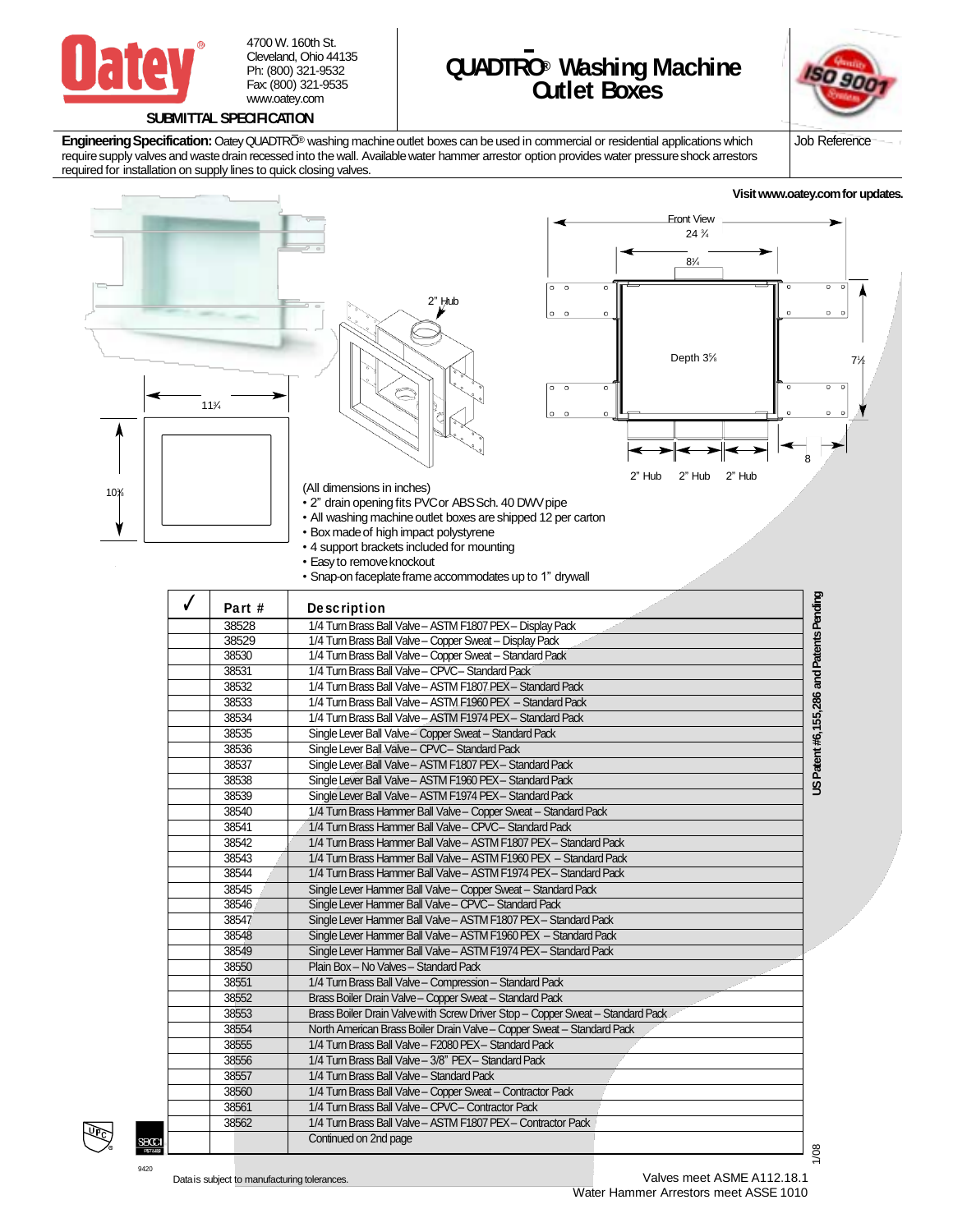**Oatey**

4700 W. 160th St.
Cleveland, Ohio 44135
Ph: (800) 321-9532
Fax: (800) 321-9535
www.oatey.com

SUBMITTAL SPECIFICATION

# QUADTRŌ® Washing Machine Outlet Boxes

**Engineering Specification:** Oatey QUADTRŌ® washing machine outlet boxes can be used in commercial or residential applications which require supply valves and waste drain recessed into the wall. Available water hammer arrestor option provides water pressure shock arrestors required for installation on supply lines to quick closing valves.

Job Reference

**Visit www.oatey.com for updates.**

11¾

10⅜

2" Hub

Front View
24 ¾
8¾
Depth 3⅝
7½
8
2" Hub 2" Hub 2" Hub

(All dimensions in inches)

- 2" drain opening fits PVC or ABS Sch. 40 DWV pipe
- All washing machine outlet boxes are shipped 12 per carton
- Box made of high impact polystyrene
- 4 support brackets included for mounting
- Easy to remove knockout
- Snap-on faceplate frame accommodates up to 1" drywall

| ✓ | Part # | Description |
|---|---|---|
| | 38528 | 1/4 Turn Brass Ball Valve – ASTM F1807 PEX – Display Pack |
| | 38529 | 1/4 Turn Brass Ball Valve – Copper Sweat – Display Pack |
| | 38530 | 1/4 Turn Brass Ball Valve – Copper Sweat – Standard Pack |
| | 38531 | 1/4 Turn Brass Ball Valve – CPVC – Standard Pack |
| | 38532 | 1/4 Turn Brass Ball Valve – ASTM F1807 PEX – Standard Pack |
| | 38533 | 1/4 Turn Brass Ball Valve – ASTM F1960 PEX – Standard Pack |
| | 38534 | 1/4 Turn Brass Ball Valve – ASTM F1974 PEX – Standard Pack |
| | 38535 | Single Lever Ball Valve – Copper Sweat – Standard Pack |
| | 38536 | Single Lever Ball Valve – CPVC – Standard Pack |
| | 38537 | Single Lever Ball Valve – ASTM F1807 PEX – Standard Pack |
| | 38538 | Single Lever Ball Valve – ASTM F1960 PEX – Standard Pack |
| | 38539 | Single Lever Ball Valve – ASTM F1974 PEX – Standard Pack |
| | 38540 | 1/4 Turn Brass Hammer Ball Valve – Copper Sweat – Standard Pack |
| | 38541 | 1/4 Turn Brass Hammer Ball Valve – CPVC – Standard Pack |
| | 38542 | 1/4 Turn Brass Hammer Ball Valve – ASTM F1807 PEX – Standard Pack |
| | 38543 | 1/4 Turn Brass Hammer Ball Valve – ASTM F1960 PEX – Standard Pack |
| | 38544 | 1/4 Turn Brass Hammer Ball Valve – ASTM F1974 PEX – Standard Pack |
| | 38545 | Single Lever Hammer Ball Valve – Copper Sweat – Standard Pack |
| | 38546 | Single Lever Hammer Ball Valve – CPVC – Standard Pack |
| | 38547 | Single Lever Hammer Ball Valve – ASTM F1807 PEX – Standard Pack |
| | 38548 | Single Lever Hammer Ball Valve – ASTM F1960 PEX – Standard Pack |
| | 38549 | Single Lever Hammer Ball Valve – ASTM F1974 PEX – Standard Pack |
| | 38550 | Plain Box – No Valves – Standard Pack |
| | 38551 | 1/4 Turn Brass Ball Valve – Compression – Standard Pack |
| | 38552 | Brass Boiler Drain Valve – Copper Sweat – Standard Pack |
| | 38553 | Brass Boiler Drain Valve with Screw Driver Stop – Copper Sweat – Standard Pack |
| | 38554 | North American Brass Boiler Drain Valve – Copper Sweat – Standard Pack |
| | 38555 | 1/4 Turn Brass Ball Valve – F2080 PEX – Standard Pack |
| | 38556 | 1/4 Turn Brass Ball Valve – 3/8" PEX – Standard Pack |
| | 38557 | 1/4 Turn Brass Ball Valve – Standard Pack |
| | 38560 | 1/4 Turn Brass Ball Valve – Copper Sweat – Contractor Pack |
| | 38561 | 1/4 Turn Brass Ball Valve – CPVC – Contractor Pack |
| | 38562 | 1/4 Turn Brass Ball Valve – ASTM F1807 PEX – Contractor Pack |
| | | Continued on 2nd page |

US Patent #6,155,286 and Patents Pending

1/08

9420

Data is subject to manufacturing tolerances.

Valves meet ASME A112.18.1
Water Hammer Arrestors meet ASSE 1010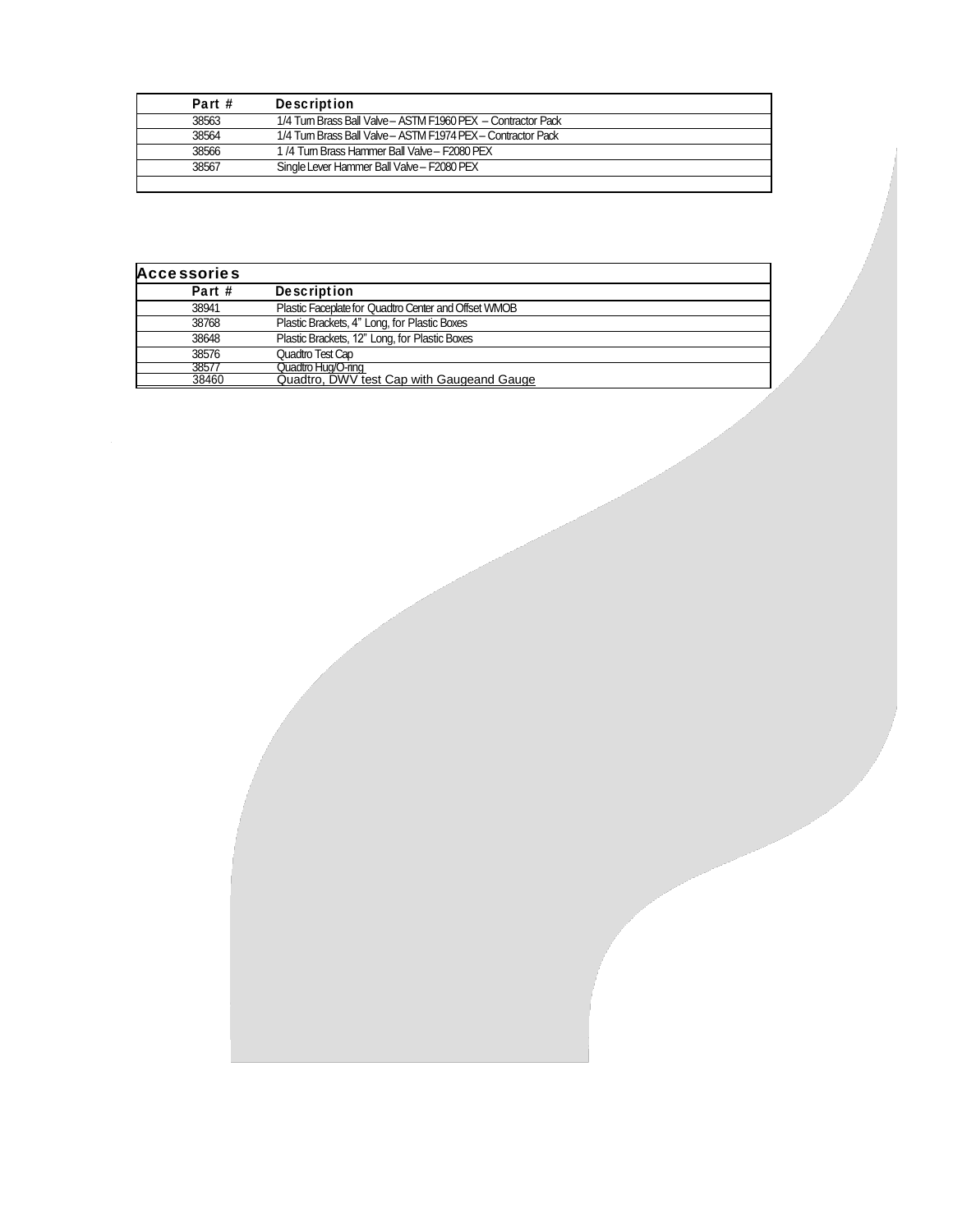| Part # | Description |
|---|---|
| 38563 | 1/4 Turn Brass Ball Valve – ASTM F1960 PEX – Contractor Pack |
| 38564 | 1/4 Turn Brass Ball Valve – ASTM F1974 PEX – Contractor Pack |
| 38566 | 1 /4 Turn Brass Hammer Ball Valve – F2080 PEX |
| 38567 | Single Lever Hammer Ball Valve – F2080 PEX |

## Accessories

| Part # | Description |
|---|---|
| 38941 | Plastic Faceplate for Quadtro Center and Offset WMOB |
| 38768 | Plastic Brackets, 4" Long, for Plastic Boxes |
| 38648 | Plastic Brackets, 12" Long, for Plastic Boxes |
| 38576 | Quadtro Test Cap |
| 38577 | Quadtro Hug/O-ring |
| 38460 | Quadtro, DWV test Cap with Gaugeand Gauge |